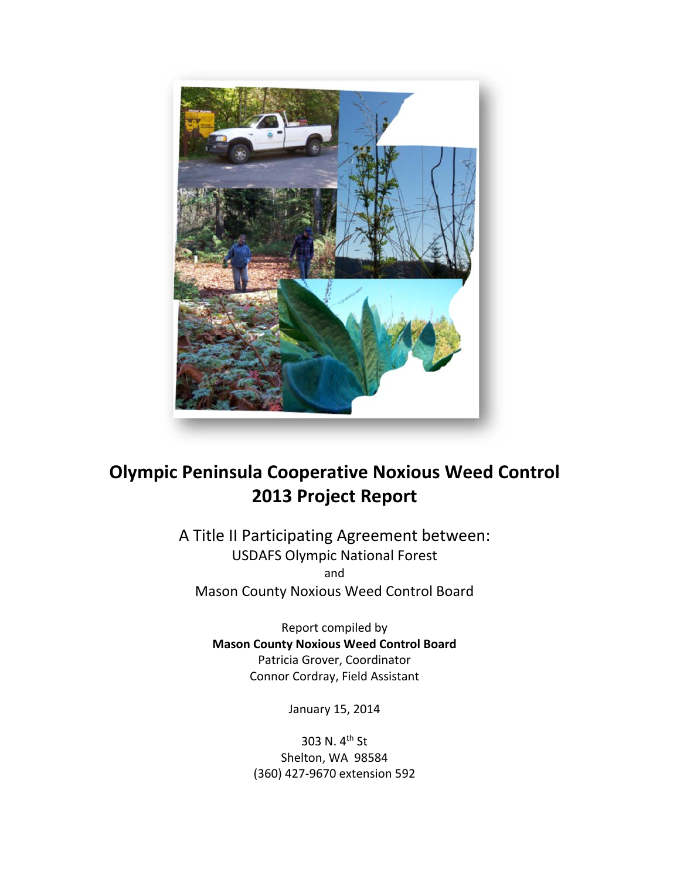# Olympic Peninsula Cooperative Noxious Weed Control
# 2013 Project Report

A Title II Participating Agreement between:

USDAFS Olympic National Forest

and

Mason County Noxious Weed Control Board

Report compiled by

**Mason County Noxious Weed Control Board**

Patricia Grover, Coordinator

Connor Cordray, Field Assistant

January 15, 2014

303 N. 4th St

Shelton, WA 98584

(360) 427-9670 extension 592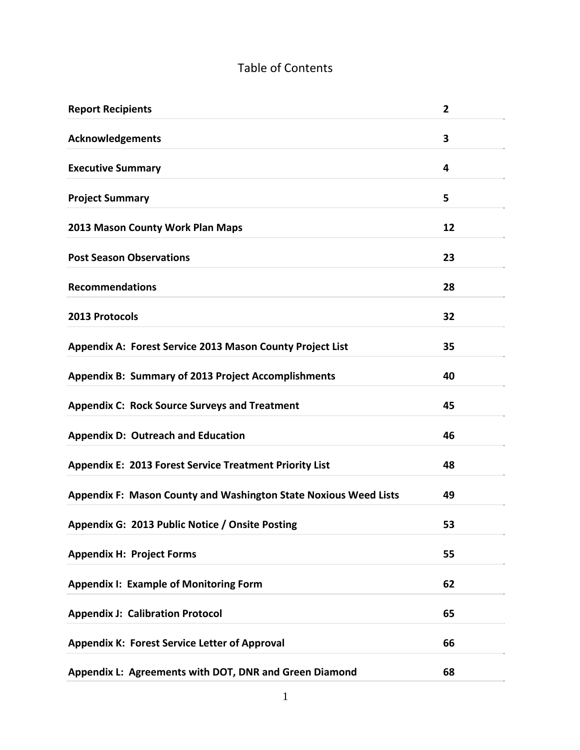# Table of Contents

| | |
|---|---|
| **Report Recipients** | **2** |
| **Acknowledgements** | **3** |
| **Executive Summary** | **4** |
| **Project Summary** | **5** |
| **2013 Mason County Work Plan Maps** | **12** |
| **Post Season Observations** | **23** |
| **Recommendations** | **28** |
| **2013 Protocols** | **32** |
| **Appendix A: Forest Service 2013 Mason County Project List** | **35** |
| **Appendix B: Summary of 2013 Project Accomplishments** | **40** |
| **Appendix C: Rock Source Surveys and Treatment** | **45** |
| **Appendix D: Outreach and Education** | **46** |
| **Appendix E: 2013 Forest Service Treatment Priority List** | **48** |
| **Appendix F: Mason County and Washington State Noxious Weed Lists** | **49** |
| **Appendix G: 2013 Public Notice / Onsite Posting** | **53** |
| **Appendix H: Project Forms** | **55** |
| **Appendix I: Example of Monitoring Form** | **62** |
| **Appendix J: Calibration Protocol** | **65** |
| **Appendix K: Forest Service Letter of Approval** | **66** |
| **Appendix L: Agreements with DOT, DNR and Green Diamond** | **68** |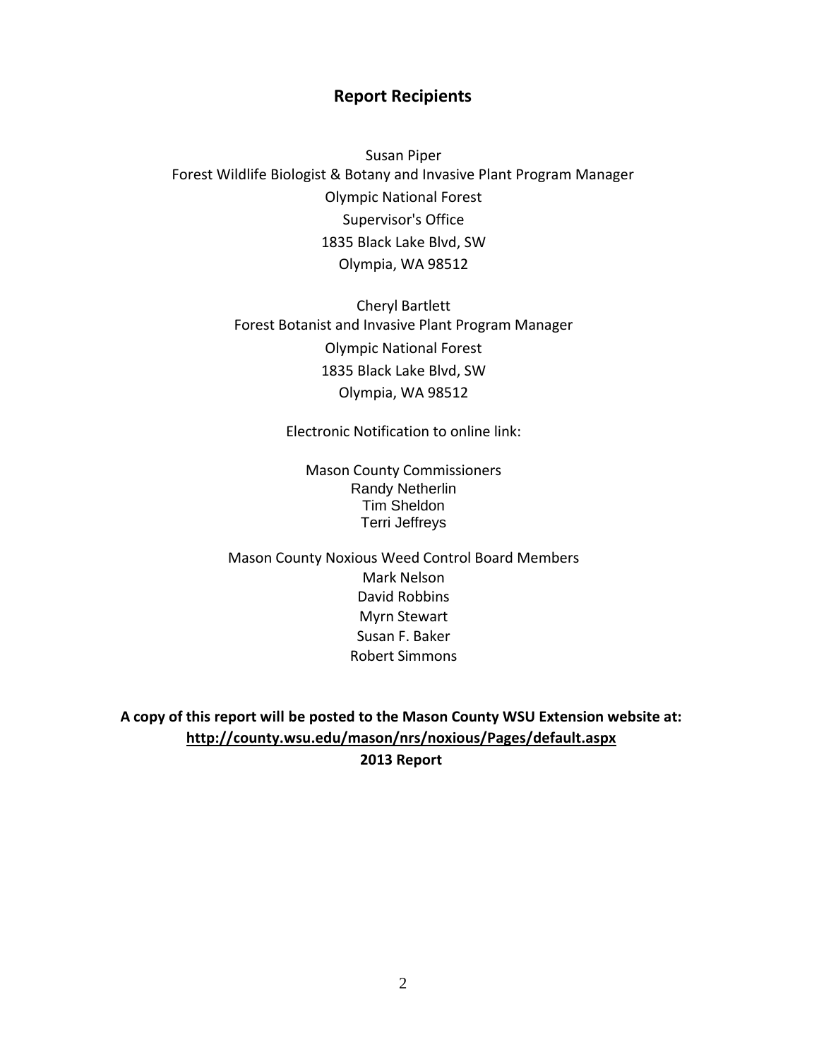## Report Recipients

Susan Piper  
Forest Wildlife Biologist & Botany and Invasive Plant Program Manager  
Olympic National Forest  
Supervisor's Office  
1835 Black Lake Blvd, SW  
Olympia, WA 98512

Cheryl Bartlett  
Forest Botanist and Invasive Plant Program Manager  
Olympic National Forest  
1835 Black Lake Blvd, SW  
Olympia, WA 98512

Electronic Notification to online link:

Mason County Commissioners  
Randy Netherlin  
Tim Sheldon  
Terri Jeffreys

Mason County Noxious Weed Control Board Members  
Mark Nelson  
David Robbins  
Myrn Stewart  
Susan F. Baker  
Robert Simmons

**A copy of this report will be posted to the Mason County WSU Extension website at:**  
**http://county.wsu.edu/mason/nrs/noxious/Pages/default.aspx**  
**2013 Report**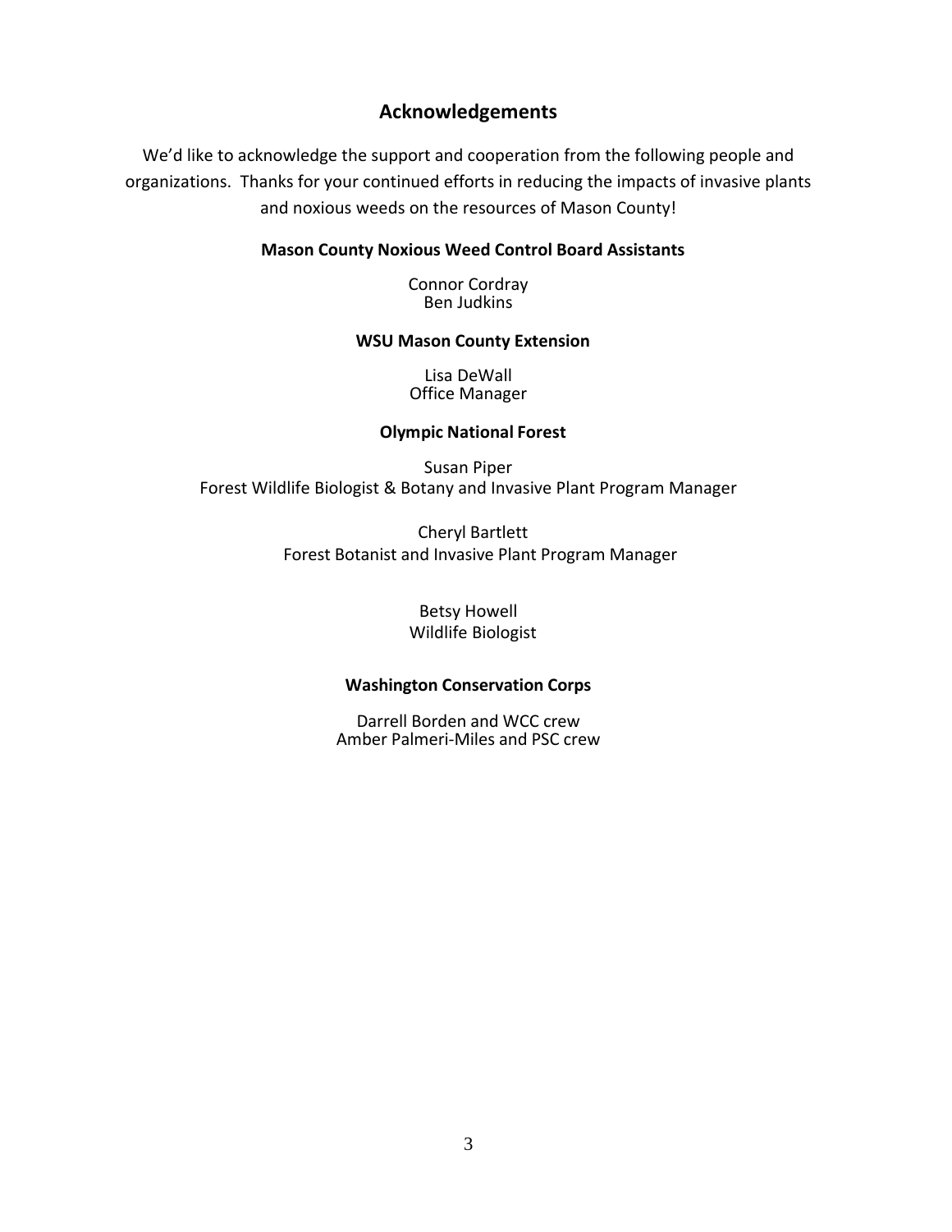## Acknowledgements

We'd like to acknowledge the support and cooperation from the following people and organizations. Thanks for your continued efforts in reducing the impacts of invasive plants and noxious weeds on the resources of Mason County!

**Mason County Noxious Weed Control Board Assistants**

Connor Cordray
Ben Judkins

**WSU Mason County Extension**

Lisa DeWall
Office Manager

**Olympic National Forest**

Susan Piper
Forest Wildlife Biologist & Botany and Invasive Plant Program Manager

Cheryl Bartlett
Forest Botanist and Invasive Plant Program Manager

Betsy Howell
Wildlife Biologist

**Washington Conservation Corps**

Darrell Borden and WCC crew
Amber Palmeri-Miles and PSC crew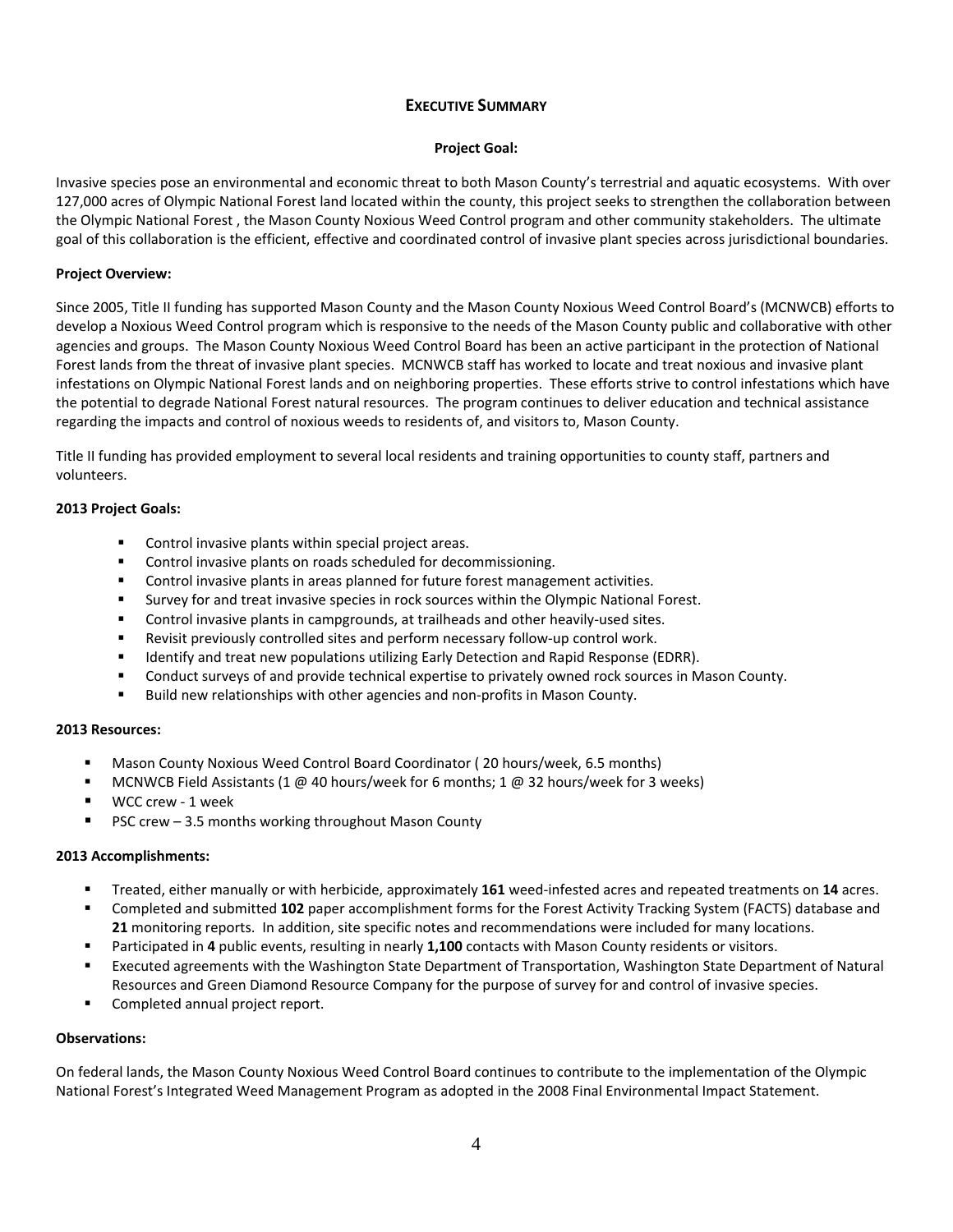## EXECUTIVE SUMMARY

### Project Goal:

Invasive species pose an environmental and economic threat to both Mason County's terrestrial and aquatic ecosystems. With over 127,000 acres of Olympic National Forest land located within the county, this project seeks to strengthen the collaboration between the Olympic National Forest , the Mason County Noxious Weed Control program and other community stakeholders. The ultimate goal of this collaboration is the efficient, effective and coordinated control of invasive plant species across jurisdictional boundaries.

**Project Overview:**

Since 2005, Title II funding has supported Mason County and the Mason County Noxious Weed Control Board's (MCNWCB) efforts to develop a Noxious Weed Control program which is responsive to the needs of the Mason County public and collaborative with other agencies and groups. The Mason County Noxious Weed Control Board has been an active participant in the protection of National Forest lands from the threat of invasive plant species. MCNWCB staff has worked to locate and treat noxious and invasive plant infestations on Olympic National Forest lands and on neighboring properties. These efforts strive to control infestations which have the potential to degrade National Forest natural resources. The program continues to deliver education and technical assistance regarding the impacts and control of noxious weeds to residents of, and visitors to, Mason County.

Title II funding has provided employment to several local residents and training opportunities to county staff, partners and volunteers.

**2013 Project Goals:**

- Control invasive plants within special project areas.
- Control invasive plants on roads scheduled for decommissioning.
- Control invasive plants in areas planned for future forest management activities.
- Survey for and treat invasive species in rock sources within the Olympic National Forest.
- Control invasive plants in campgrounds, at trailheads and other heavily-used sites.
- Revisit previously controlled sites and perform necessary follow-up control work.
- Identify and treat new populations utilizing Early Detection and Rapid Response (EDRR).
- Conduct surveys of and provide technical expertise to privately owned rock sources in Mason County.
- Build new relationships with other agencies and non-profits in Mason County.

**2013 Resources:**

- Mason County Noxious Weed Control Board Coordinator ( 20 hours/week, 6.5 months)
- MCNWCB Field Assistants (1 @ 40 hours/week for 6 months; 1 @ 32 hours/week for 3 weeks)
- WCC crew - 1 week
- PSC crew – 3.5 months working throughout Mason County

**2013 Accomplishments:**

- Treated, either manually or with herbicide, approximately **161** weed-infested acres and repeated treatments on **14** acres.
- Completed and submitted **102** paper accomplishment forms for the Forest Activity Tracking System (FACTS) database and **21** monitoring reports. In addition, site specific notes and recommendations were included for many locations.
- Participated in **4** public events, resulting in nearly **1,100** contacts with Mason County residents or visitors.
- Executed agreements with the Washington State Department of Transportation, Washington State Department of Natural Resources and Green Diamond Resource Company for the purpose of survey for and control of invasive species.
- Completed annual project report.

**Observations:**

On federal lands, the Mason County Noxious Weed Control Board continues to contribute to the implementation of the Olympic National Forest's Integrated Weed Management Program as adopted in the 2008 Final Environmental Impact Statement.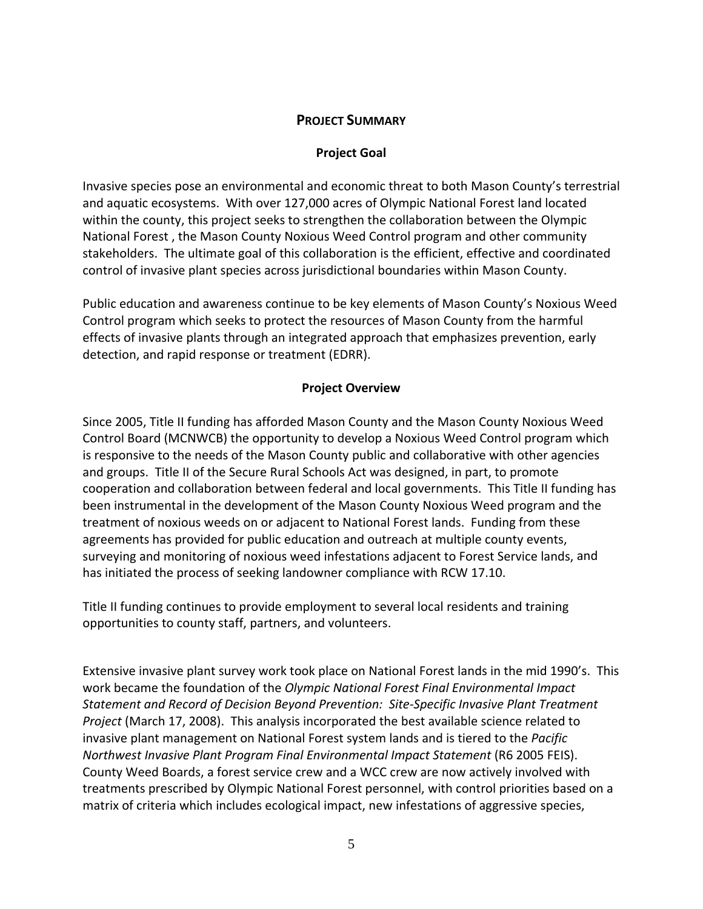## **Project Summary**

### **Project Goal**

Invasive species pose an environmental and economic threat to both Mason County's terrestrial and aquatic ecosystems. With over 127,000 acres of Olympic National Forest land located within the county, this project seeks to strengthen the collaboration between the Olympic National Forest , the Mason County Noxious Weed Control program and other community stakeholders. The ultimate goal of this collaboration is the efficient, effective and coordinated control of invasive plant species across jurisdictional boundaries within Mason County.

Public education and awareness continue to be key elements of Mason County's Noxious Weed Control program which seeks to protect the resources of Mason County from the harmful effects of invasive plants through an integrated approach that emphasizes prevention, early detection, and rapid response or treatment (EDRR).

### **Project Overview**

Since 2005, Title II funding has afforded Mason County and the Mason County Noxious Weed Control Board (MCNWCB) the opportunity to develop a Noxious Weed Control program which is responsive to the needs of the Mason County public and collaborative with other agencies and groups. Title II of the Secure Rural Schools Act was designed, in part, to promote cooperation and collaboration between federal and local governments. This Title II funding has been instrumental in the development of the Mason County Noxious Weed program and the treatment of noxious weeds on or adjacent to National Forest lands. Funding from these agreements has provided for public education and outreach at multiple county events, surveying and monitoring of noxious weed infestations adjacent to Forest Service lands, and has initiated the process of seeking landowner compliance with RCW 17.10.

Title II funding continues to provide employment to several local residents and training opportunities to county staff, partners, and volunteers.

Extensive invasive plant survey work took place on National Forest lands in the mid 1990's. This work became the foundation of the *Olympic National Forest Final Environmental Impact Statement and Record of Decision Beyond Prevention: Site-Specific Invasive Plant Treatment Project* (March 17, 2008). This analysis incorporated the best available science related to invasive plant management on National Forest system lands and is tiered to the *Pacific Northwest Invasive Plant Program Final Environmental Impact Statement* (R6 2005 FEIS). County Weed Boards, a forest service crew and a WCC crew are now actively involved with treatments prescribed by Olympic National Forest personnel, with control priorities based on a matrix of criteria which includes ecological impact, new infestations of aggressive species,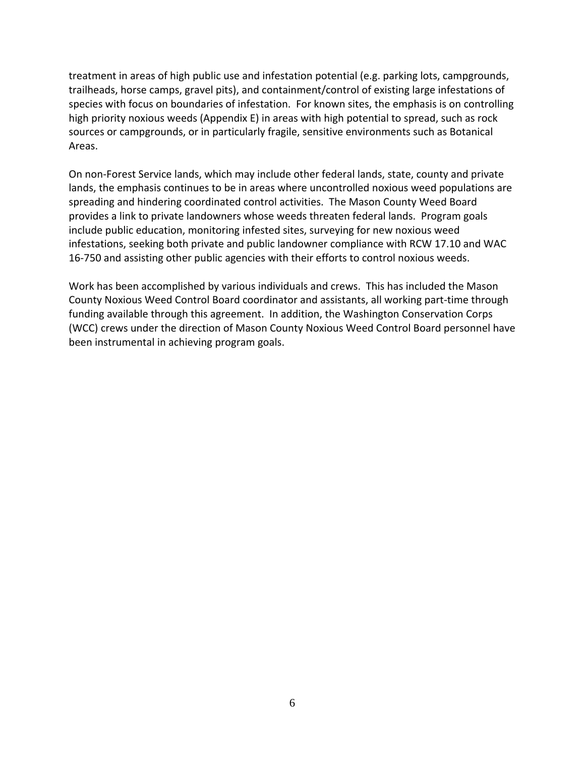treatment in areas of high public use and infestation potential (e.g. parking lots, campgrounds, trailheads, horse camps, gravel pits), and containment/control of existing large infestations of species with focus on boundaries of infestation. For known sites, the emphasis is on controlling high priority noxious weeds (Appendix E) in areas with high potential to spread, such as rock sources or campgrounds, or in particularly fragile, sensitive environments such as Botanical Areas.

On non-Forest Service lands, which may include other federal lands, state, county and private lands, the emphasis continues to be in areas where uncontrolled noxious weed populations are spreading and hindering coordinated control activities. The Mason County Weed Board provides a link to private landowners whose weeds threaten federal lands. Program goals include public education, monitoring infested sites, surveying for new noxious weed infestations, seeking both private and public landowner compliance with RCW 17.10 and WAC 16-750 and assisting other public agencies with their efforts to control noxious weeds.

Work has been accomplished by various individuals and crews. This has included the Mason County Noxious Weed Control Board coordinator and assistants, all working part-time through funding available through this agreement. In addition, the Washington Conservation Corps (WCC) crews under the direction of Mason County Noxious Weed Control Board personnel have been instrumental in achieving program goals.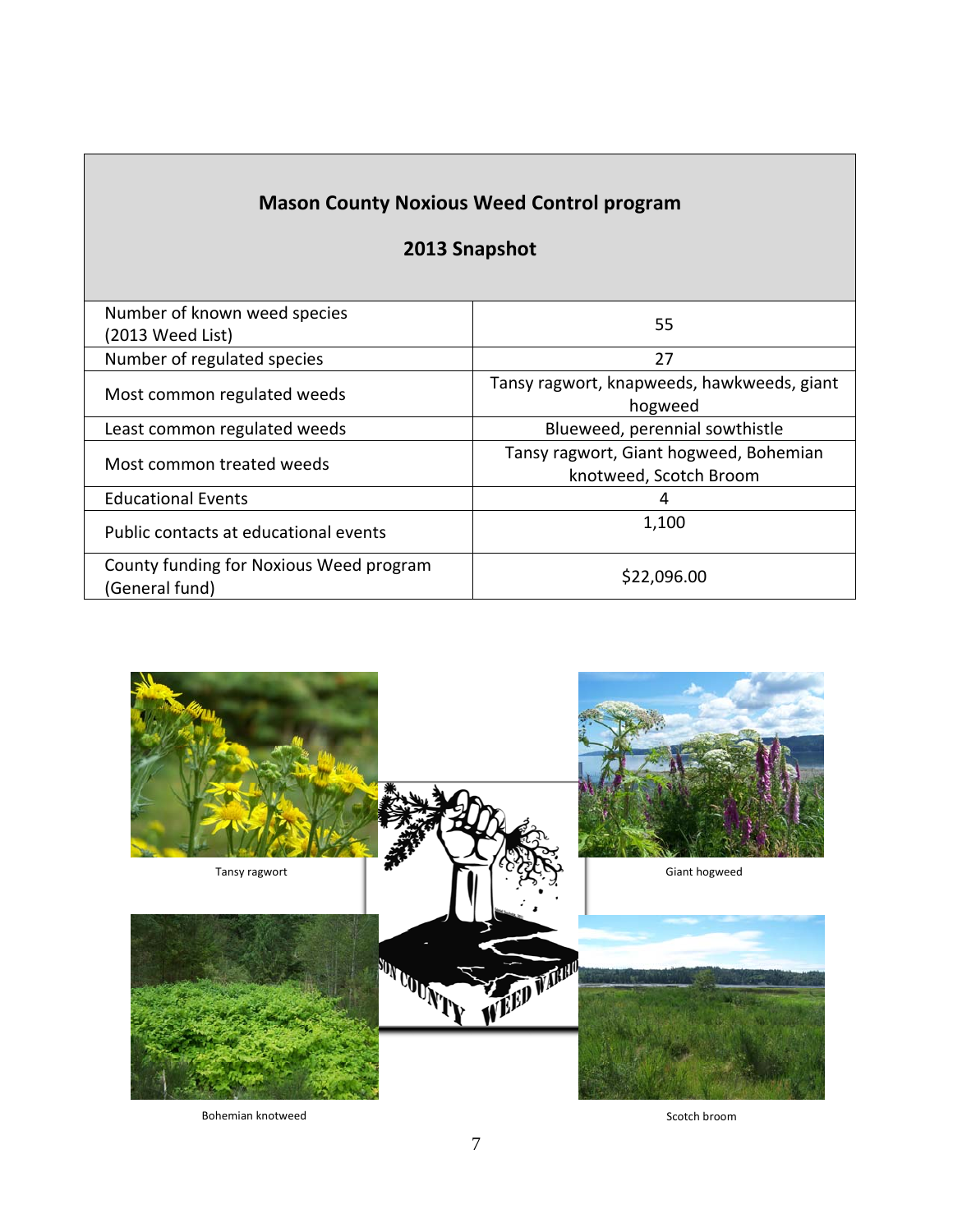## Mason County Noxious Weed Control program

### 2013 Snapshot

| | |
|---|---|
| Number of known weed species (2013 Weed List) | 55 |
| Number of regulated species | 27 |
| Most common regulated weeds | Tansy ragwort, knapweeds, hawkweeds, giant hogweed |
| Least common regulated weeds | Blueweed, perennial sowthistle |
| Most common treated weeds | Tansy ragwort, Giant hogweed, Bohemian knotweed, Scotch Broom |
| Educational Events | 4 |
| Public contacts at educational events | 1,100 |
| County funding for Noxious Weed program (General fund) | $22,096.00 |

Tansy ragwort

Giant hogweed

Bohemian knotweed

Scotch broom